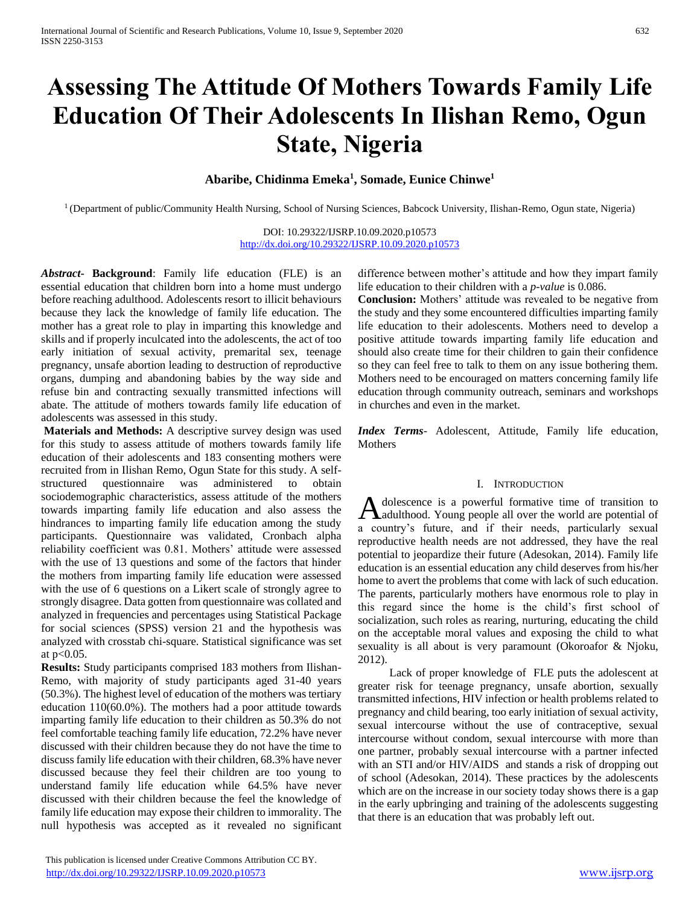# Assessing The Attitude Of Mothers Towards Family Life Education Of Their Adolescents In Ilishan Remo, Ogun State, Nigeria

**Abaribe, Chidinma Emeka[1], Somade, Eunice Chinwe[1]**

[1] (Department of public/Community Health Nursing, School of Nursing Sciences, Babcock University, Ilishan-Remo, Ogun state, Nigeria)

DOI: 10.29322/IJSRP.10.09.2020.p10573
http://dx.doi.org/10.29322/IJSRP.10.09.2020.p10573

***Abstract***- **Background**: Family life education (FLE) is an essential education that children born into a home must undergo before reaching adulthood. Adolescents resort to illicit behaviours because they lack the knowledge of family life education. The mother has a great role to play in imparting this knowledge and skills and if properly inculcated into the adolescents, the act of too early initiation of sexual activity, premarital sex, teenage pregnancy, unsafe abortion leading to destruction of reproductive organs, dumping and abandoning babies by the way side and refuse bin and contracting sexually transmitted infections will abate. The attitude of mothers towards family life education of adolescents was assessed in this study.

**Materials and Methods:** A descriptive survey design was used for this study to assess attitude of mothers towards family life education of their adolescents and 183 consenting mothers were recruited from in Ilishan Remo, Ogun State for this study. A self-structured questionnaire was administered to obtain sociodemographic characteristics, assess attitude of the mothers towards imparting family life education and also assess the hindrances to imparting family life education among the study participants. Questionnaire was validated, Cronbach alpha reliability coefficient was 0.81. Mothers' attitude were assessed with the use of 13 questions and some of the factors that hinder the mothers from imparting family life education were assessed with the use of 6 questions on a Likert scale of strongly agree to strongly disagree. Data gotten from questionnaire was collated and analyzed in frequencies and percentages using Statistical Package for social sciences (SPSS) version 21 and the hypothesis was analyzed with crosstab chi-square. Statistical significance was set at $p<0.05$.

**Results:** Study participants comprised 183 mothers from Ilishan-Remo, with majority of study participants aged 31-40 years (50.3%). The highest level of education of the mothers was tertiary education 110(60.0%). The mothers had a poor attitude towards imparting family life education to their children as 50.3% do not feel comfortable teaching family life education, 72.2% have never discussed with their children because they do not have the time to discuss family life education with their children, 68.3% have never discussed because they feel their children are too young to understand family life education while 64.5% have never discussed with their children because the feel the knowledge of family life education may expose their children to immorality. The null hypothesis was accepted as it revealed no significant difference between mother's attitude and how they impart family life education to their children with a *p-value* is 0.086.

**Conclusion:** Mothers' attitude was revealed to be negative from the study and they some encountered difficulties imparting family life education to their adolescents. Mothers need to develop a positive attitude towards imparting family life education and should also create time for their children to gain their confidence so they can feel free to talk to them on any issue bothering them. Mothers need to be encouraged on matters concerning family life education through community outreach, seminars and workshops in churches and even in the market.

***Index Terms***- Adolescent, Attitude, Family life education, Mothers

## I. Introduction

Adolescence is a powerful formative time of transition to adulthood. Young people all over the world are potential of a country's future, and if their needs, particularly sexual reproductive health needs are not addressed, they have the real potential to jeopardize their future (Adesokan, 2014). Family life education is an essential education any child deserves from his/her home to avert the problems that come with lack of such education. The parents, particularly mothers have enormous role to play in this regard since the home is the child's first school of socialization, such roles as rearing, nurturing, educating the child on the acceptable moral values and exposing the child to what sexuality is all about is very paramount (Okoroafor & Njoku, 2012).

Lack of proper knowledge of FLE puts the adolescent at greater risk for teenage pregnancy, unsafe abortion, sexually transmitted infections, HIV infection or health problems related to pregnancy and child bearing, too early initiation of sexual activity, sexual intercourse without the use of contraceptive, sexual intercourse without condom, sexual intercourse with more than one partner, probably sexual intercourse with a partner infected with an STI and/or HIV/AIDS and stands a risk of dropping out of school (Adesokan, 2014). These practices by the adolescents which are on the increase in our society today shows there is a gap in the early upbringing and training of the adolescents suggesting that there is an education that was probably left out.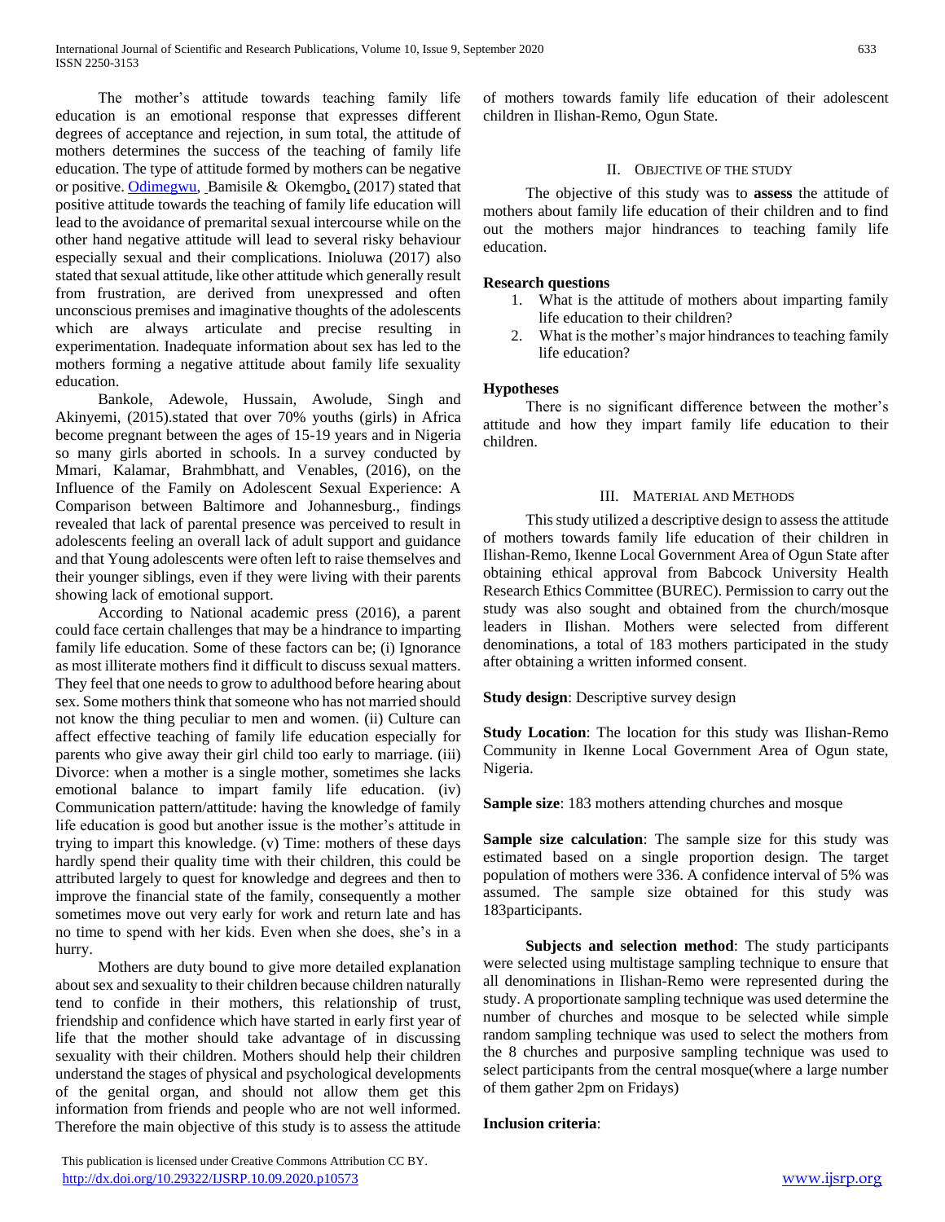The mother's attitude towards teaching family life education is an emotional response that expresses different degrees of acceptance and rejection, in sum total, the attitude of mothers determines the success of the teaching of family life education. The type of attitude formed by mothers can be negative or positive. Odimegwu, Bamisile & Okemgbo, (2017) stated that positive attitude towards the teaching of family life education will lead to the avoidance of premarital sexual intercourse while on the other hand negative attitude will lead to several risky behaviour especially sexual and their complications. Inioluwa (2017) also stated that sexual attitude, like other attitude which generally result from frustration, are derived from unexpressed and often unconscious premises and imaginative thoughts of the adolescents which are always articulate and precise resulting in experimentation. Inadequate information about sex has led to the mothers forming a negative attitude about family life sexuality education.

Bankole, Adewole, Hussain, Awolude, Singh and Akinyemi, (2015).stated that over 70% youths (girls) in Africa become pregnant between the ages of 15-19 years and in Nigeria so many girls aborted in schools. In a survey conducted by Mmari, Kalamar, Brahmbhatt, and Venables, (2016), on the Influence of the Family on Adolescent Sexual Experience: A Comparison between Baltimore and Johannesburg., findings revealed that lack of parental presence was perceived to result in adolescents feeling an overall lack of adult support and guidance and that Young adolescents were often left to raise themselves and their younger siblings, even if they were living with their parents showing lack of emotional support.

According to National academic press (2016), a parent could face certain challenges that may be a hindrance to imparting family life education. Some of these factors can be; (i) Ignorance as most illiterate mothers find it difficult to discuss sexual matters. They feel that one needs to grow to adulthood before hearing about sex. Some mothers think that someone who has not married should not know the thing peculiar to men and women. (ii) Culture can affect effective teaching of family life education especially for parents who give away their girl child too early to marriage. (iii) Divorce: when a mother is a single mother, sometimes she lacks emotional balance to impart family life education. (iv) Communication pattern/attitude: having the knowledge of family life education is good but another issue is the mother's attitude in trying to impart this knowledge. (v) Time: mothers of these days hardly spend their quality time with their children, this could be attributed largely to quest for knowledge and degrees and then to improve the financial state of the family, consequently a mother sometimes move out very early for work and return late and has no time to spend with her kids. Even when she does, she's in a hurry.

Mothers are duty bound to give more detailed explanation about sex and sexuality to their children because children naturally tend to confide in their mothers, this relationship of trust, friendship and confidence which have started in early first year of life that the mother should take advantage of in discussing sexuality with their children. Mothers should help their children understand the stages of physical and psychological developments of the genital organ, and should not allow them get this information from friends and people who are not well informed. Therefore the main objective of this study is to assess the attitude of mothers towards family life education of their adolescent children in Ilishan-Remo, Ogun State.

## II. Objective of the Study

The objective of this study was to **assess** the attitude of mothers about family life education of their children and to find out the mothers major hindrances to teaching family life education.

### Research questions

1. What is the attitude of mothers about imparting family life education to their children?
2. What is the mother's major hindrances to teaching family life education?

### Hypotheses

There is no significant difference between the mother's attitude and how they impart family life education to their children.

## III. Material and Methods

This study utilized a descriptive design to assess the attitude of mothers towards family life education of their children in Ilishan-Remo, Ikenne Local Government Area of Ogun State after obtaining ethical approval from Babcock University Health Research Ethics Committee (BUREC). Permission to carry out the study was also sought and obtained from the church/mosque leaders in Ilishan. Mothers were selected from different denominations, a total of 183 mothers participated in the study after obtaining a written informed consent.

**Study design**: Descriptive survey design

**Study Location**: The location for this study was Ilishan-Remo Community in Ikenne Local Government Area of Ogun state, Nigeria.

**Sample size**: 183 mothers attending churches and mosque

**Sample size calculation**: The sample size for this study was estimated based on a single proportion design. The target population of mothers were 336. A confidence interval of 5% was assumed. The sample size obtained for this study was 183participants.

**Subjects and selection method**: The study participants were selected using multistage sampling technique to ensure that all denominations in Ilishan-Remo were represented during the study. A proportionate sampling technique was used determine the number of churches and mosque to be selected while simple random sampling technique was used to select the mothers from the 8 churches and purposive sampling technique was used to select participants from the central mosque(where a large number of them gather 2pm on Fridays)

**Inclusion criteria**: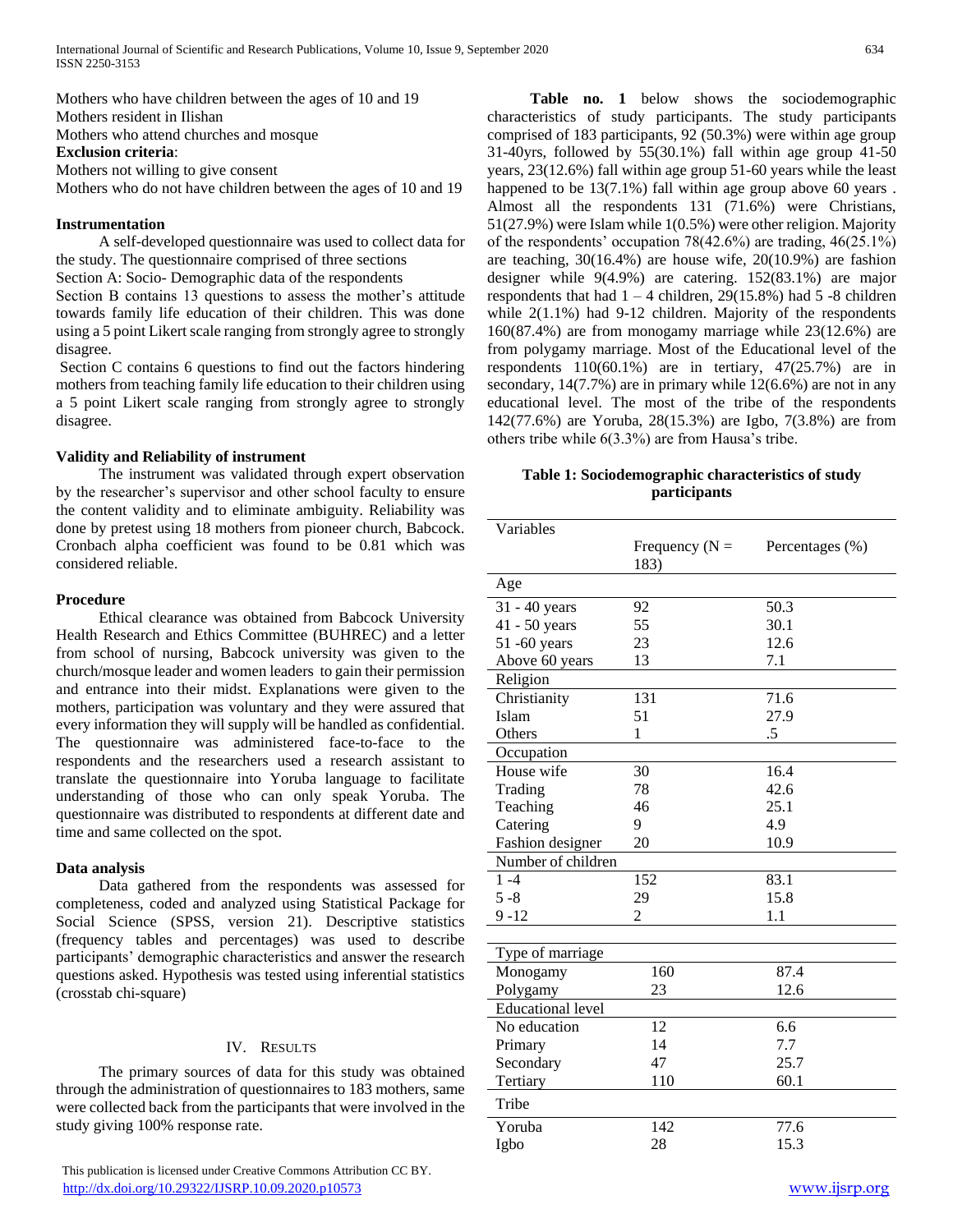Mothers who have children between the ages of 10 and 19
Mothers resident in Ilishan
Mothers who attend churches and mosque

**Exclusion criteria**:

Mothers not willing to give consent
Mothers who do not have children between the ages of 10 and 19

### Instrumentation

A self-developed questionnaire was used to collect data for the study. The questionnaire comprised of three sections

Section A: Socio- Demographic data of the respondents

Section B contains 13 questions to assess the mother's attitude towards family life education of their children. This was done using a 5 point Likert scale ranging from strongly agree to strongly disagree.

Section C contains 6 questions to find out the factors hindering mothers from teaching family life education to their children using a 5 point Likert scale ranging from strongly agree to strongly disagree.

### Validity and Reliability of instrument

The instrument was validated through expert observation by the researcher's supervisor and other school faculty to ensure the content validity and to eliminate ambiguity. Reliability was done by pretest using 18 mothers from pioneer church, Babcock. Cronbach alpha coefficient was found to be 0.81 which was considered reliable.

### Procedure

Ethical clearance was obtained from Babcock University Health Research and Ethics Committee (BUHREC) and a letter from school of nursing, Babcock university was given to the church/mosque leader and women leaders to gain their permission and entrance into their midst. Explanations were given to the mothers, participation was voluntary and they were assured that every information they will supply will be handled as confidential. The questionnaire was administered face-to-face to the respondents and the researchers used a research assistant to translate the questionnaire into Yoruba language to facilitate understanding of those who can only speak Yoruba. The questionnaire was distributed to respondents at different date and time and same collected on the spot.

### Data analysis

Data gathered from the respondents was assessed for completeness, coded and analyzed using Statistical Package for Social Science (SPSS, version 21). Descriptive statistics (frequency tables and percentages) was used to describe participants' demographic characteristics and answer the research questions asked. Hypothesis was tested using inferential statistics (crosstab chi-square)

## IV. Results

The primary sources of data for this study was obtained through the administration of questionnaires to 183 mothers, same were collected back from the participants that were involved in the study giving 100% response rate.

**Table no. 1** below shows the sociodemographic characteristics of study participants. The study participants comprised of 183 participants, 92 (50.3%) were within age group 31-40yrs, followed by 55(30.1%) fall within age group 41-50 years, 23(12.6%) fall within age group 51-60 years while the least happened to be 13(7.1%) fall within age group above 60 years . Almost all the respondents 131 (71.6%) were Christians, 51(27.9%) were Islam while 1(0.5%) were other religion. Majority of the respondents' occupation 78(42.6%) are trading, 46(25.1%) are teaching, 30(16.4%) are house wife, 20(10.9%) are fashion designer while 9(4.9%) are catering. 152(83.1%) are major respondents that had 1 – 4 children, 29(15.8%) had 5 -8 children while 2(1.1%) had 9-12 children. Majority of the respondents 160(87.4%) are from monogamy marriage while 23(12.6%) are from polygamy marriage. Most of the Educational level of the respondents 110(60.1%) are in tertiary, 47(25.7%) are in secondary, 14(7.7%) are in primary while 12(6.6%) are not in any educational level. The most of the tribe of the respondents 142(77.6%) are Yoruba, 28(15.3%) are Igbo, 7(3.8%) are from others tribe while 6(3.3%) are from Hausa's tribe.

**Table 1: Sociodemographic characteristics of study participants**

| Variables | Frequency (N = 183) | Percentages (%) |
|---|---|---|
| **Age** | | |
| 31 - 40 years | 92 | 50.3 |
| 41 - 50 years | 55 | 30.1 |
| 51 -60 years | 23 | 12.6 |
| Above 60 years | 13 | 7.1 |
| **Religion** | | |
| Christianity | 131 | 71.6 |
| Islam | 51 | 27.9 |
| Others | 1 | .5 |
| **Occupation** | | |
| House wife | 30 | 16.4 |
| Trading | 78 | 42.6 |
| Teaching | 46 | 25.1 |
| Catering | 9 | 4.9 |
| Fashion designer | 20 | 10.9 |
| **Number of children** | | |
| 1 -4 | 152 | 83.1 |
| 5 -8 | 29 | 15.8 |
| 9 -12 | 2 | 1.1 |
| **Type of marriage** | | |
| Monogamy | 160 | 87.4 |
| Polygamy | 23 | 12.6 |
| **Educational level** | | |
| No education | 12 | 6.6 |
| Primary | 14 | 7.7 |
| Secondary | 47 | 25.7 |
| Tertiary | 110 | 60.1 |
| **Tribe** | | |
| Yoruba | 142 | 77.6 |
| Igbo | 28 | 15.3 |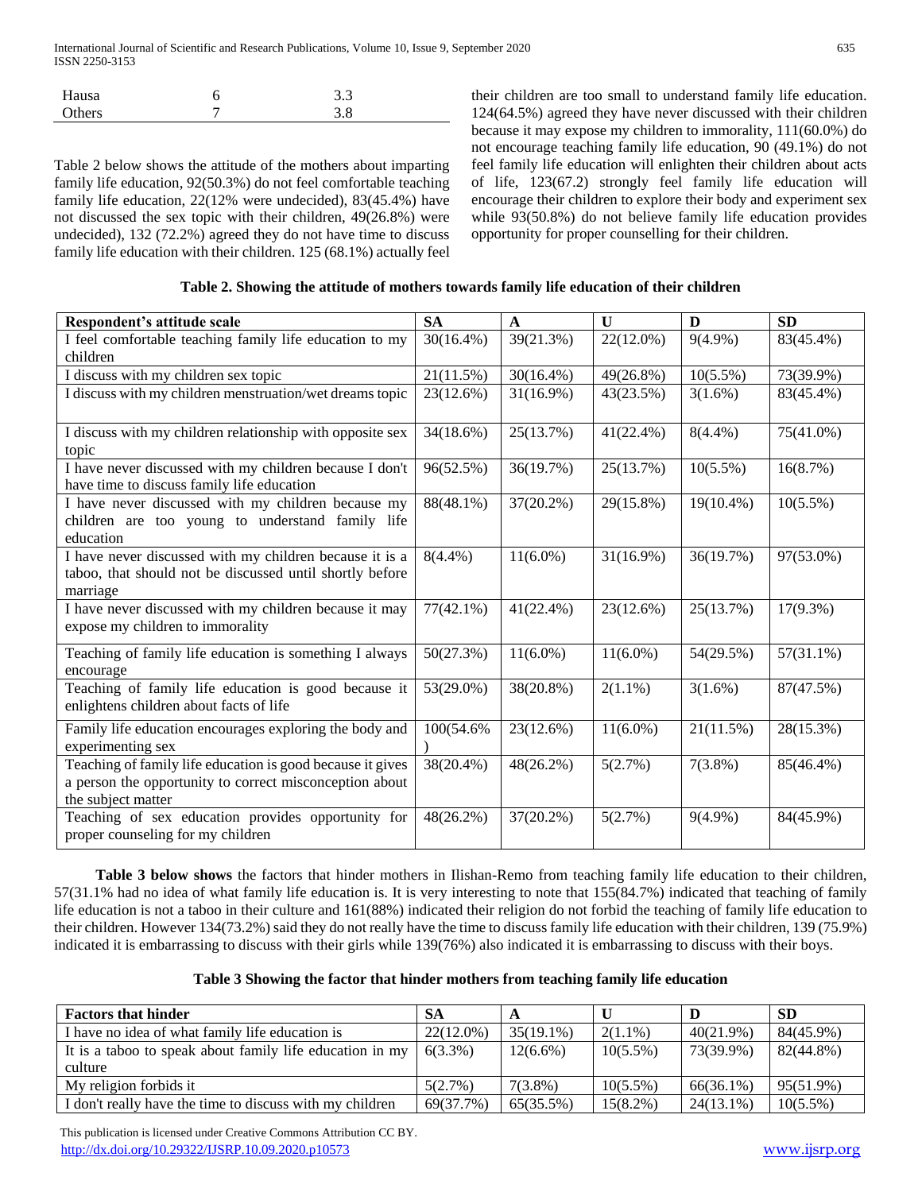| Hausa | 6 | 3.3 |
|---|---|---|
| Others | 7 | 3.8 |

Table 2 below shows the attitude of the mothers about imparting family life education, 92(50.3%) do not feel comfortable teaching family life education, 22(12% were undecided), 83(45.4%) have not discussed the sex topic with their children, 49(26.8%) were undecided), 132 (72.2%) agreed they do not have time to discuss family life education with their children. 125 (68.1%) actually feel their children are too small to understand family life education. 124(64.5%) agreed they have never discussed with their children because it may expose my children to immorality, 111(60.0%) do not encourage teaching family life education, 90 (49.1%) do not feel family life education will enlighten their children about acts of life, 123(67.2) strongly feel family life education will encourage their children to explore their body and experiment sex while 93(50.8%) do not believe family life education provides opportunity for proper counselling for their children.

**Table 2. Showing the attitude of mothers towards family life education of their children**

| Respondent's attitude scale | SA | A | U | D | SD |
|---|---|---|---|---|---|
| I feel comfortable teaching family life education to my children | 30(16.4%) | 39(21.3%) | 22(12.0%) | 9(4.9%) | 83(45.4%) |
| I discuss with my children sex topic | 21(11.5%) | 30(16.4%) | 49(26.8%) | 10(5.5%) | 73(39.9%) |
| I discuss with my children menstruation/wet dreams topic | 23(12.6%) | 31(16.9%) | 43(23.5%) | 3(1.6%) | 83(45.4%) |
| I discuss with my children relationship with opposite sex topic | 34(18.6%) | 25(13.7%) | 41(22.4%) | 8(4.4%) | 75(41.0%) |
| I have never discussed with my children because I don't have time to discuss family life education | 96(52.5%) | 36(19.7%) | 25(13.7%) | 10(5.5%) | 16(8.7%) |
| I have never discussed with my children because my children are too young to understand family life education | 88(48.1%) | 37(20.2%) | 29(15.8%) | 19(10.4%) | 10(5.5%) |
| I have never discussed with my children because it is a taboo, that should not be discussed until shortly before marriage | 8(4.4%) | 11(6.0%) | 31(16.9%) | 36(19.7%) | 97(53.0%) |
| I have never discussed with my children because it may expose my children to immorality | 77(42.1%) | 41(22.4%) | 23(12.6%) | 25(13.7%) | 17(9.3%) |
| Teaching of family life education is something I always encourage | 50(27.3%) | 11(6.0%) | 11(6.0%) | 54(29.5%) | 57(31.1%) |
| Teaching of family life education is good because it enlightens children about facts of life | 53(29.0%) | 38(20.8%) | 2(1.1%) | 3(1.6%) | 87(47.5%) |
| Family life education encourages exploring the body and experimenting sex | 100(54.6%) | 23(12.6%) | 11(6.0%) | 21(11.5%) | 28(15.3%) |
| Teaching of family life education is good because it gives a person the opportunity to correct misconception about the subject matter | 38(20.4%) | 48(26.2%) | 5(2.7%) | 7(3.8%) | 85(46.4%) |
| Teaching of sex education provides opportunity for proper counseling for my children | 48(26.2%) | 37(20.2%) | 5(2.7%) | 9(4.9%) | 84(45.9%) |

**Table 3 below shows** the factors that hinder mothers in Ilishan-Remo from teaching family life education to their children, 57(31.1% had no idea of what family life education is. It is very interesting to note that 155(84.7%) indicated that teaching of family life education is not a taboo in their culture and 161(88%) indicated their religion do not forbid the teaching of family life education to their children. However 134(73.2%) said they do not really have the time to discuss family life education with their children, 139 (75.9%) indicated it is embarrassing to discuss with their girls while 139(76%) also indicated it is embarrassing to discuss with their boys.

**Table 3 Showing the factor that hinder mothers from teaching family life education**

| Factors that hinder | SA | A | U | D | SD |
|---|---|---|---|---|---|
| I have no idea of what family life education is | 22(12.0%) | 35(19.1%) | 2(1.1%) | 40(21.9%) | 84(45.9%) |
| It is a taboo to speak about family life education in my culture | 6(3.3%) | 12(6.6%) | 10(5.5%) | 73(39.9%) | 82(44.8%) |
| My religion forbids it | 5(2.7%) | 7(3.8%) | 10(5.5%) | 66(36.1%) | 95(51.9%) |
| I don't really have the time to discuss with my children | 69(37.7%) | 65(35.5%) | 15(8.2%) | 24(13.1%) | 10(5.5%) |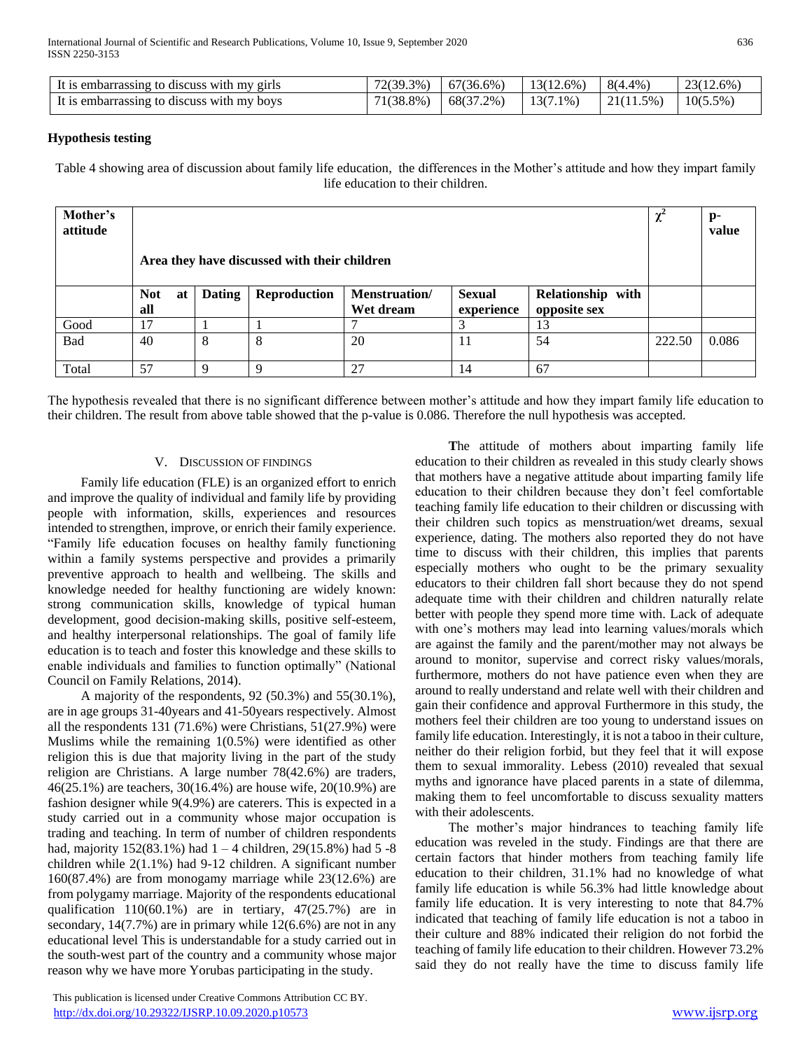| It is embarrassing to discuss with my girls | 72(39.3%) | 67(36.6%) | 13(12.6%) | 8(4.4%) | 23(12.6%) |
|---|---|---|---|---|---|
| It is embarrassing to discuss with my boys | 71(38.8%) | 68(37.2%) | 13(7.1%) | 21(11.5%) | 10(5.5%) |

**Hypothesis testing**

Table 4 showing area of discussion about family life education, the differences in the Mother's attitude and how they impart family life education to their children.

| Mother's attitude | Area they have discussed with their children | | | | | | $\chi^2$ | p-value |
|---|---|---|---|---|---|---|---|---|
| | Not at all | Dating | Reproduction | Menstruation/ Wet dream | Sexual experience | Relationship with opposite sex | | |
| Good | 17 | 1 | 1 | 7 | 3 | 13 | | |
| Bad | 40 | 8 | 8 | 20 | 11 | 54 | 222.50 | 0.086 |
| Total | 57 | 9 | 9 | 27 | 14 | 67 | | |

The hypothesis revealed that there is no significant difference between mother's attitude and how they impart family life education to their children. The result from above table showed that the p-value is 0.086. Therefore the null hypothesis was accepted.

## V. Discussion of Findings

Family life education (FLE) is an organized effort to enrich and improve the quality of individual and family life by providing people with information, skills, experiences and resources intended to strengthen, improve, or enrich their family experience. "Family life education focuses on healthy family functioning within a family systems perspective and provides a primarily preventive approach to health and wellbeing. The skills and knowledge needed for healthy functioning are widely known: strong communication skills, knowledge of typical human development, good decision-making skills, positive self-esteem, and healthy interpersonal relationships. The goal of family life education is to teach and foster this knowledge and these skills to enable individuals and families to function optimally" (National Council on Family Relations, 2014).

A majority of the respondents, 92 (50.3%) and 55(30.1%), are in age groups 31-40years and 41-50years respectively. Almost all the respondents 131 (71.6%) were Christians, 51(27.9%) were Muslims while the remaining 1(0.5%) were identified as other religion this is due that majority living in the part of the study religion are Christians. A large number 78(42.6%) are traders, 46(25.1%) are teachers, 30(16.4%) are house wife, 20(10.9%) are fashion designer while 9(4.9%) are caterers. This is expected in a study carried out in a community whose major occupation is trading and teaching. In term of number of children respondents had, majority 152(83.1%) had 1 – 4 children, 29(15.8%) had 5 -8 children while 2(1.1%) had 9-12 children. A significant number 160(87.4%) are from monogamy marriage while 23(12.6%) are from polygamy marriage. Majority of the respondents educational qualification 110(60.1%) are in tertiary, 47(25.7%) are in secondary, 14(7.7%) are in primary while 12(6.6%) are not in any educational level This is understandable for a study carried out in the south-west part of the country and a community whose major reason why we have more Yorubas participating in the study.

The attitude of mothers about imparting family life education to their children as revealed in this study clearly shows that mothers have a negative attitude about imparting family life education to their children because they don't feel comfortable teaching family life education to their children or discussing with their children such topics as menstruation/wet dreams, sexual experience, dating. The mothers also reported they do not have time to discuss with their children, this implies that parents especially mothers who ought to be the primary sexuality educators to their children fall short because they do not spend adequate time with their children and children naturally relate better with people they spend more time with. Lack of adequate with one's mothers may lead into learning values/morals which are against the family and the parent/mother may not always be around to monitor, supervise and correct risky values/morals, furthermore, mothers do not have patience even when they are around to really understand and relate well with their children and gain their confidence and approval Furthermore in this study, the mothers feel their children are too young to understand issues on family life education. Interestingly, it is not a taboo in their culture, neither do their religion forbid, but they feel that it will expose them to sexual immorality. Lebess (2010) revealed that sexual myths and ignorance have placed parents in a state of dilemma, making them to feel uncomfortable to discuss sexuality matters with their adolescents.

The mother's major hindrances to teaching family life education was reveled in the study. Findings are that there are certain factors that hinder mothers from teaching family life education to their children, 31.1% had no knowledge of what family life education is while 56.3% had little knowledge about family life education. It is very interesting to note that 84.7% indicated that teaching of family life education is not a taboo in their culture and 88% indicated their religion do not forbid the teaching of family life education to their children. However 73.2% said they do not really have the time to discuss family life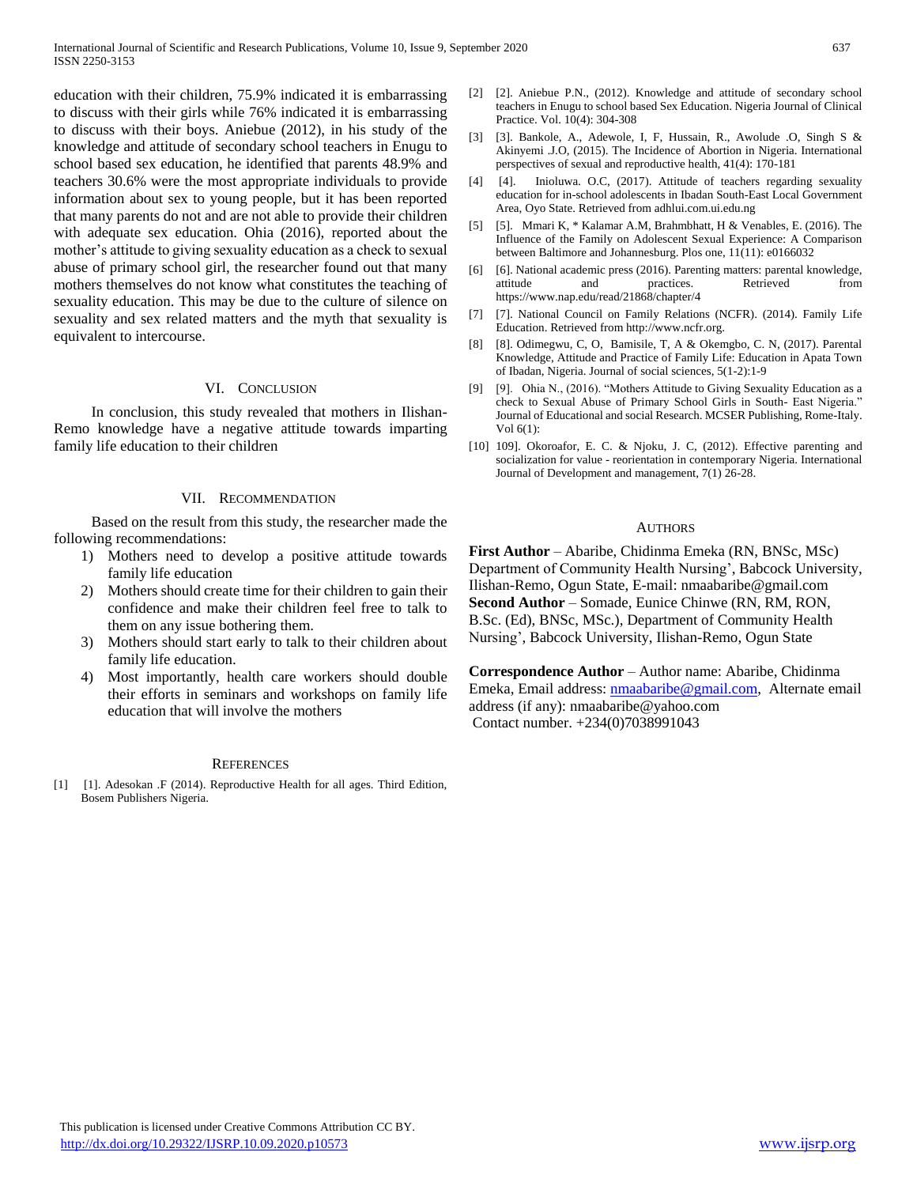education with their children, 75.9% indicated it is embarrassing to discuss with their girls while 76% indicated it is embarrassing to discuss with their boys. Aniebue (2012), in his study of the knowledge and attitude of secondary school teachers in Enugu to school based sex education, he identified that parents 48.9% and teachers 30.6% were the most appropriate individuals to provide information about sex to young people, but it has been reported that many parents do not and are not able to provide their children with adequate sex education. Ohia (2016), reported about the mother's attitude to giving sexuality education as a check to sexual abuse of primary school girl, the researcher found out that many mothers themselves do not know what constitutes the teaching of sexuality education. This may be due to the culture of silence on sexuality and sex related matters and the myth that sexuality is equivalent to intercourse.

## VI. Conclusion

In conclusion, this study revealed that mothers in Ilishan-Remo knowledge have a negative attitude towards imparting family life education to their children

## VII. Recommendation

Based on the result from this study, the researcher made the following recommendations:

1) Mothers need to develop a positive attitude towards family life education
2) Mothers should create time for their children to gain their confidence and make their children feel free to talk to them on any issue bothering them.
3) Mothers should start early to talk to their children about family life education.
4) Most importantly, health care workers should double their efforts in seminars and workshops on family life education that will involve the mothers

## References

[1] [1]. Adesokan .F (2014). Reproductive Health for all ages. Third Edition, Bosem Publishers Nigeria.

[2] [2]. Aniebue P.N., (2012). Knowledge and attitude of secondary school teachers in Enugu to school based Sex Education. Nigeria Journal of Clinical Practice. Vol. 10(4): 304-308

[3] [3]. Bankole, A., Adewole, I, F, Hussain, R., Awolude .O, Singh S & Akinyemi .J.O, (2015). The Incidence of Abortion in Nigeria. International perspectives of sexual and reproductive health, 41(4): 170-181

[4] [4]. Inioluwa. O.C, (2017). Attitude of teachers regarding sexuality education for in-school adolescents in Ibadan South-East Local Government Area, Oyo State. Retrieved from adhlui.com.ui.edu.ng

[5] [5]. Mmari K, * Kalamar A.M, Brahmbhatt, H & Venables, E. (2016). The Influence of the Family on Adolescent Sexual Experience: A Comparison between Baltimore and Johannesburg. Plos one, 11(11): e0166032

[6] [6]. National academic press (2016). Parenting matters: parental knowledge, attitude and practices. Retrieved from https://www.nap.edu/read/21868/chapter/4

[7] [7]. National Council on Family Relations (NCFR). (2014). Family Life Education. Retrieved from http://www.ncfr.org.

[8] [8]. Odimegwu, C, O, Bamisile, T, A & Okemgbo, C. N, (2017). Parental Knowledge, Attitude and Practice of Family Life: Education in Apata Town of Ibadan, Nigeria. Journal of social sciences, 5(1-2):1-9

[9] [9]. Ohia N., (2016). "Mothers Attitude to Giving Sexuality Education as a check to Sexual Abuse of Primary School Girls in South- East Nigeria." Journal of Educational and social Research. MCSER Publishing, Rome-Italy. Vol 6(1):

[10] 109]. Okoroafor, E. C. & Njoku, J. C, (2012). Effective parenting and socialization for value - reorientation in contemporary Nigeria. International Journal of Development and management, 7(1) 26-28.

## Authors

**First Author** – Abaribe, Chidinma Emeka (RN, BNSc, MSc) Department of Community Health Nursing', Babcock University, Ilishan-Remo, Ogun State, E-mail: nmaabaribe@gmail.com

**Second Author** – Somade, Eunice Chinwe (RN, RM, RON, B.Sc. (Ed), BNSc, MSc.), Department of Community Health Nursing', Babcock University, Ilishan-Remo, Ogun State

**Correspondence Author** – Author name: Abaribe, Chidinma Emeka, Email address: nmaabaribe@gmail.com, Alternate email address (if any): nmaabaribe@yahoo.com
Contact number. +234(0)7038991043